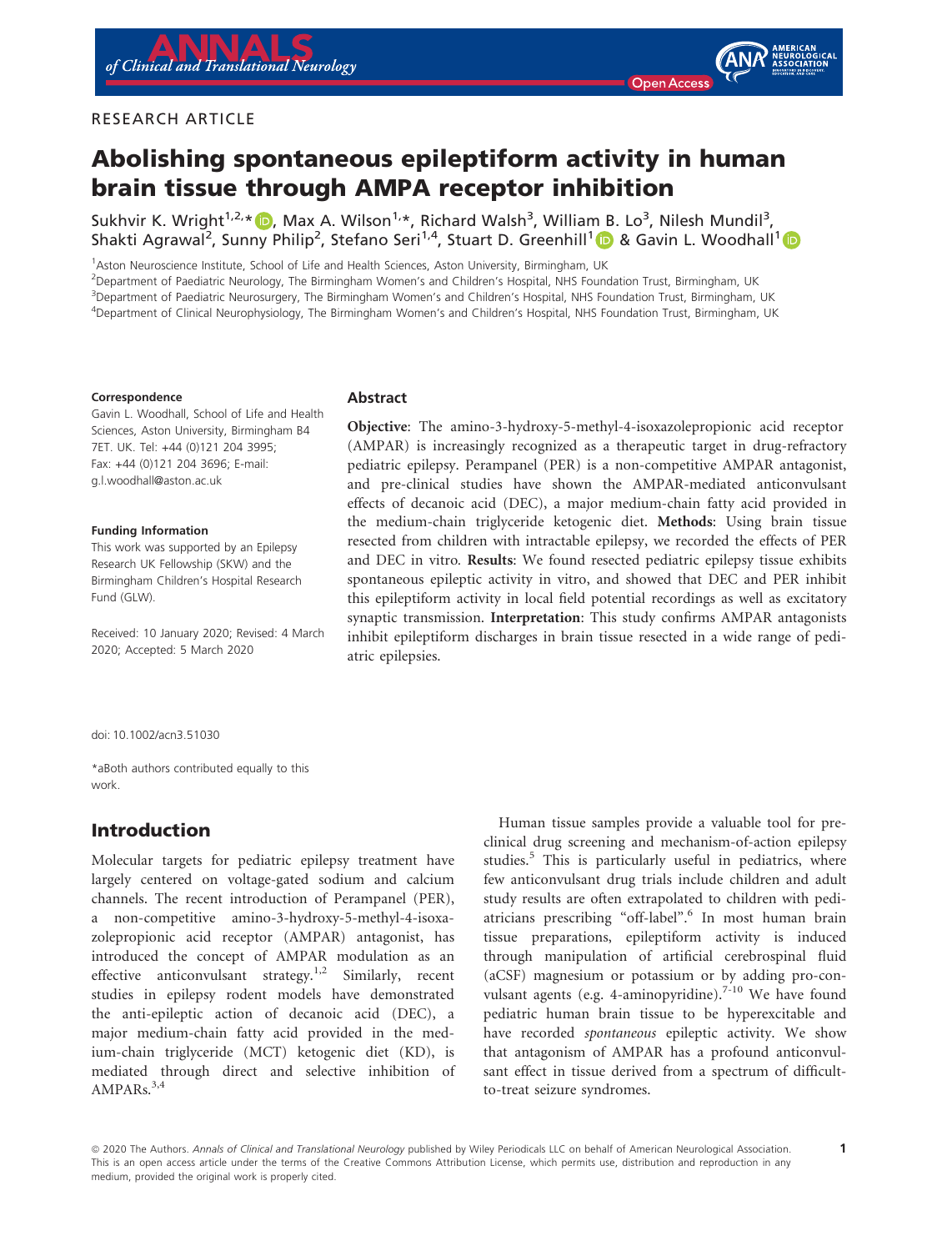RESEARCH ARTICLE

# Abolishing spontaneous epileptiform activity in human brain tissue through AMPA receptor inhibition

Sukhvir K. Wright[1,2,*], Max A. Wilson[1,*], Richard Walsh[3], William B. Lo[3], Nilesh Mundil[3], Shakti Agrawal[2], Sunny Philip[2], Stefano Seri[1,4], Stuart D. Greenhill[1] & Gavin L. Woodhall[1]

[1]Aston Neuroscience Institute, School of Life and Health Sciences, Aston University, Birmingham, UK

[2]Department of Paediatric Neurology, The Birmingham Women's and Children's Hospital, NHS Foundation Trust, Birmingham, UK

[3]Department of Paediatric Neurosurgery, The Birmingham Women's and Children's Hospital, NHS Foundation Trust, Birmingham, UK

[4]Department of Clinical Neurophysiology, The Birmingham Women's and Children's Hospital, NHS Foundation Trust, Birmingham, UK

**Correspondence**

Gavin L. Woodhall, School of Life and Health Sciences, Aston University, Birmingham B4 7ET. UK. Tel: +44 (0)121 204 3995; Fax: +44 (0)121 204 3696; E-mail: g.l.woodhall@aston.ac.uk

**Funding Information**

This work was supported by an Epilepsy Research UK Fellowship (SKW) and the Birmingham Children's Hospital Research Fund (GLW).

Received: 10 January 2020; Revised: 4 March 2020; Accepted: 5 March 2020

doi: 10.1002/acn3.51030

*aBoth authors contributed equally to this work.

## Abstract

**Objective**: The amino-3-hydroxy-5-methyl-4-isoxazolepropionic acid receptor (AMPAR) is increasingly recognized as a therapeutic target in drug-refractory pediatric epilepsy. Perampanel (PER) is a non-competitive AMPAR antagonist, and pre-clinical studies have shown the AMPAR-mediated anticonvulsant effects of decanoic acid (DEC), a major medium-chain fatty acid provided in the medium-chain triglyceride ketogenic diet. **Methods**: Using brain tissue resected from children with intractable epilepsy, we recorded the effects of PER and DEC in vitro. **Results**: We found resected pediatric epilepsy tissue exhibits spontaneous epileptic activity in vitro, and showed that DEC and PER inhibit this epileptiform activity in local field potential recordings as well as excitatory synaptic transmission. **Interpretation**: This study confirms AMPAR antagonists inhibit epileptiform discharges in brain tissue resected in a wide range of pediatric epilepsies.

## Introduction

Molecular targets for pediatric epilepsy treatment have largely centered on voltage-gated sodium and calcium channels. The recent introduction of Perampanel (PER), a non-competitive amino-3-hydroxy-5-methyl-4-isoxazolepropionic acid receptor (AMPAR) antagonist, has introduced the concept of AMPAR modulation as an effective anticonvulsant strategy.[1,2] Similarly, recent studies in epilepsy rodent models have demonstrated the anti-epileptic action of decanoic acid (DEC), a major medium-chain fatty acid provided in the medium-chain triglyceride (MCT) ketogenic diet (KD), is mediated through direct and selective inhibition of AMPARs.[3,4]

Human tissue samples provide a valuable tool for pre-clinical drug screening and mechanism-of-action epilepsy studies.[5] This is particularly useful in pediatrics, where few anticonvulsant drug trials include children and adult study results are often extrapolated to children with pediatricians prescribing "off-label".[6] In most human brain tissue preparations, epileptiform activity is induced through manipulation of artificial cerebrospinal fluid (aCSF) magnesium or potassium or by adding pro-convulsant agents (e.g. 4-aminopyridine).[7-10] We have found pediatric human brain tissue to be hyperexcitable and have recorded *spontaneous* epileptic activity. We show that antagonism of AMPAR has a profound anticonvulsant effect in tissue derived from a spectrum of difficult-to-treat seizure syndromes.

© 2020 The Authors. *Annals of Clinical and Translational Neurology* published by Wiley Periodicals LLC on behalf of American Neurological Association. This is an open access article under the terms of the Creative Commons Attribution License, which permits use, distribution and reproduction in any medium, provided the original work is properly cited.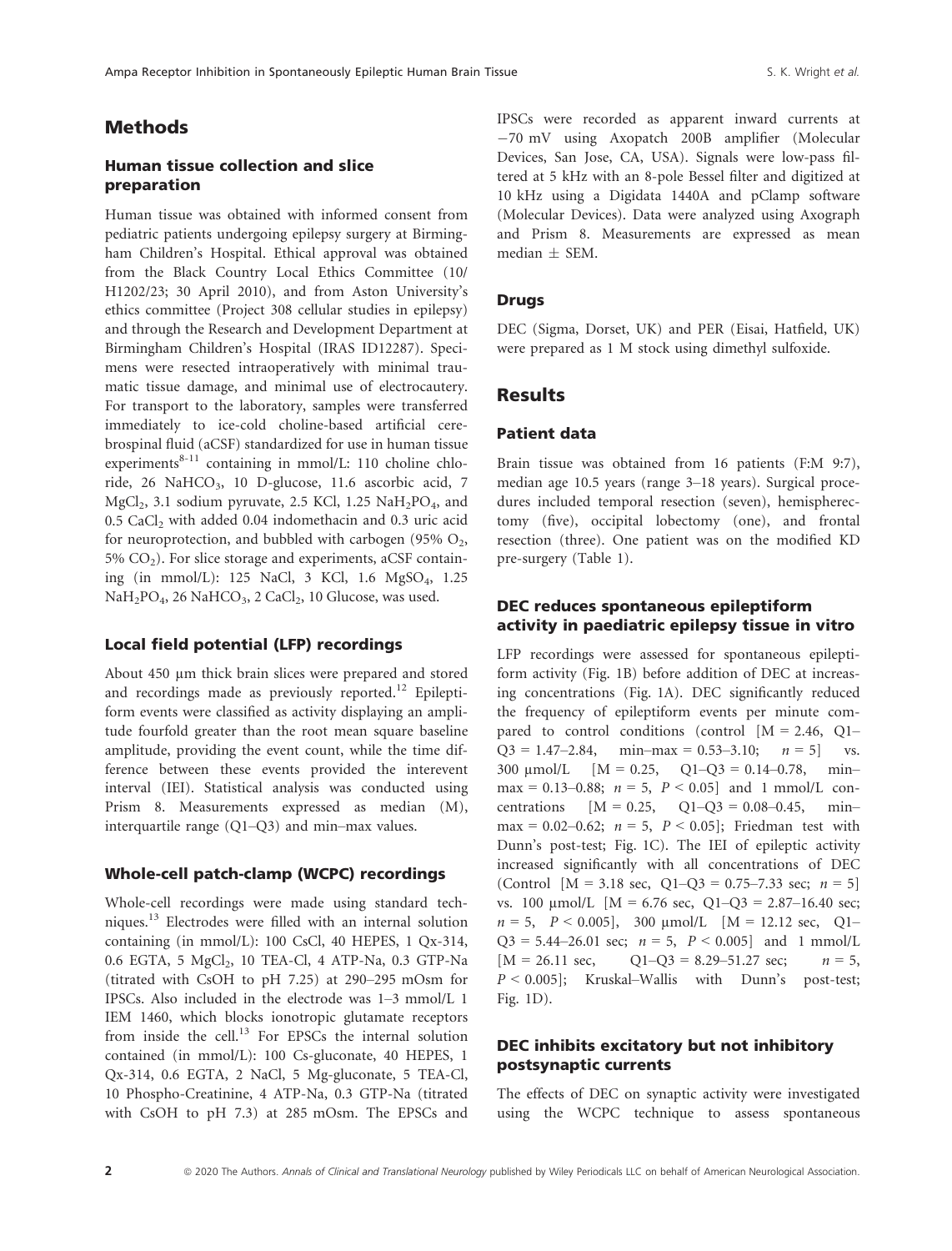## Methods

### Human tissue collection and slice preparation

Human tissue was obtained with informed consent from pediatric patients undergoing epilepsy surgery at Birmingham Children's Hospital. Ethical approval was obtained from the Black Country Local Ethics Committee (10/H1202/23; 30 April 2010), and from Aston University's ethics committee (Project 308 cellular studies in epilepsy) and through the Research and Development Department at Birmingham Children's Hospital (IRAS ID12287). Specimens were resected intraoperatively with minimal traumatic tissue damage, and minimal use of electrocautery. For transport to the laboratory, samples were transferred immediately to ice-cold choline-based artificial cerebrospinal fluid (aCSF) standardized for use in human tissue experiments[8-11] containing in mmol/L: 110 choline chloride, 26 $NaHCO_3$, 10 D-glucose, 11.6 ascorbic acid, 7 $MgCl_2$, 3.1 sodium pyruvate, 2.5 KCl, 1.25 $NaH_2PO_4$, and 0.5 $CaCl_2$ with added 0.04 indomethacin and 0.3 uric acid for neuroprotection, and bubbled with carbogen (95% $O_2$, 5% $CO_2$). For slice storage and experiments, aCSF containing (in mmol/L): 125 NaCl, 3 KCl, 1.6 $MgSO_4$, 1.25 $NaH_2PO_4$, 26 $NaHCO_3$, 2 $CaCl_2$, 10 Glucose, was used.

### Local field potential (LFP) recordings

About 450 μm thick brain slices were prepared and stored and recordings made as previously reported.[12] Epileptiform events were classified as activity displaying an amplitude fourfold greater than the root mean square baseline amplitude, providing the event count, while the time difference between these events provided the interevent interval (IEI). Statistical analysis was conducted using Prism 8. Measurements expressed as median (M), interquartile range (Q1–Q3) and min–max values.

### Whole-cell patch-clamp (WCPC) recordings

Whole-cell recordings were made using standard techniques.[13] Electrodes were filled with an internal solution containing (in mmol/L): 100 CsCl, 40 HEPES, 1 Qx-314, 0.6 EGTA, 5 $MgCl_2$, 10 TEA-Cl, 4 ATP-Na, 0.3 GTP-Na (titrated with CsOH to pH 7.25) at 290–295 mOsm for IPSCs. Also included in the electrode was 1–3 mmol/L 1 IEM 1460, which blocks ionotropic glutamate receptors from inside the cell.[13] For EPSCs the internal solution contained (in mmol/L): 100 Cs-gluconate, 40 HEPES, 1 Qx-314, 0.6 EGTA, 2 NaCl, 5 Mg-gluconate, 5 TEA-Cl, 10 Phospho-Creatinine, 4 ATP-Na, 0.3 GTP-Na (titrated with CsOH to pH 7.3) at 285 mOsm. The EPSCs and IPSCs were recorded as apparent inward currents at −70 mV using Axopatch 200B amplifier (Molecular Devices, San Jose, CA, USA). Signals were low-pass filtered at 5 kHz with an 8-pole Bessel filter and digitized at 10 kHz using a Digidata 1440A and pClamp software (Molecular Devices). Data were analyzed using Axograph and Prism 8. Measurements are expressed as mean median ± SEM.

### Drugs

DEC (Sigma, Dorset, UK) and PER (Eisai, Hatfield, UK) were prepared as 1 M stock using dimethyl sulfoxide.

## Results

### Patient data

Brain tissue was obtained from 16 patients (F:M 9:7), median age 10.5 years (range 3–18 years). Surgical procedures included temporal resection (seven), hemispherectomy (five), occipital lobectomy (one), and frontal resection (three). One patient was on the modified KD pre-surgery (Table 1).

### DEC reduces spontaneous epileptiform activity in paediatric epilepsy tissue in vitro

LFP recordings were assessed for spontaneous epileptiform activity (Fig. 1B) before addition of DEC at increasing concentrations (Fig. 1A). DEC significantly reduced the frequency of epileptiform events per minute compared to control conditions (control [M = 2.46, Q1–Q3 = 1.47–2.84, min–max = 0.53–3.10; $n = 5$] vs. 300 μmol/L [M = 0.25, Q1–Q3 = 0.14–0.78, min–max = 0.13–0.88; $n = 5$, $P < 0.05$] and 1 mmol/L concentrations [M = 0.25, Q1–Q3 = 0.08–0.45, min–max = 0.02–0.62; $n = 5$, $P < 0.05$]; Friedman test with Dunn's post-test; Fig. 1C). The IEI of epileptic activity increased significantly with all concentrations of DEC (Control [M = 3.18 sec, Q1–Q3 = 0.75–7.33 sec; $n = 5$] vs. 100 μmol/L [M = 6.76 sec, Q1–Q3 = 2.87–16.40 sec; $n = 5$, $P < 0.005$], 300 μmol/L [M = 12.12 sec, Q1–Q3 = 5.44–26.01 sec; $n = 5$, $P < 0.005$] and 1 mmol/L [M = 26.11 sec, Q1–Q3 = 8.29–51.27 sec; $n = 5$, $P < 0.005$]; Kruskal–Wallis with Dunn's post-test; Fig. 1D).

### DEC inhibits excitatory but not inhibitory postsynaptic currents

The effects of DEC on synaptic activity were investigated using the WCPC technique to assess spontaneous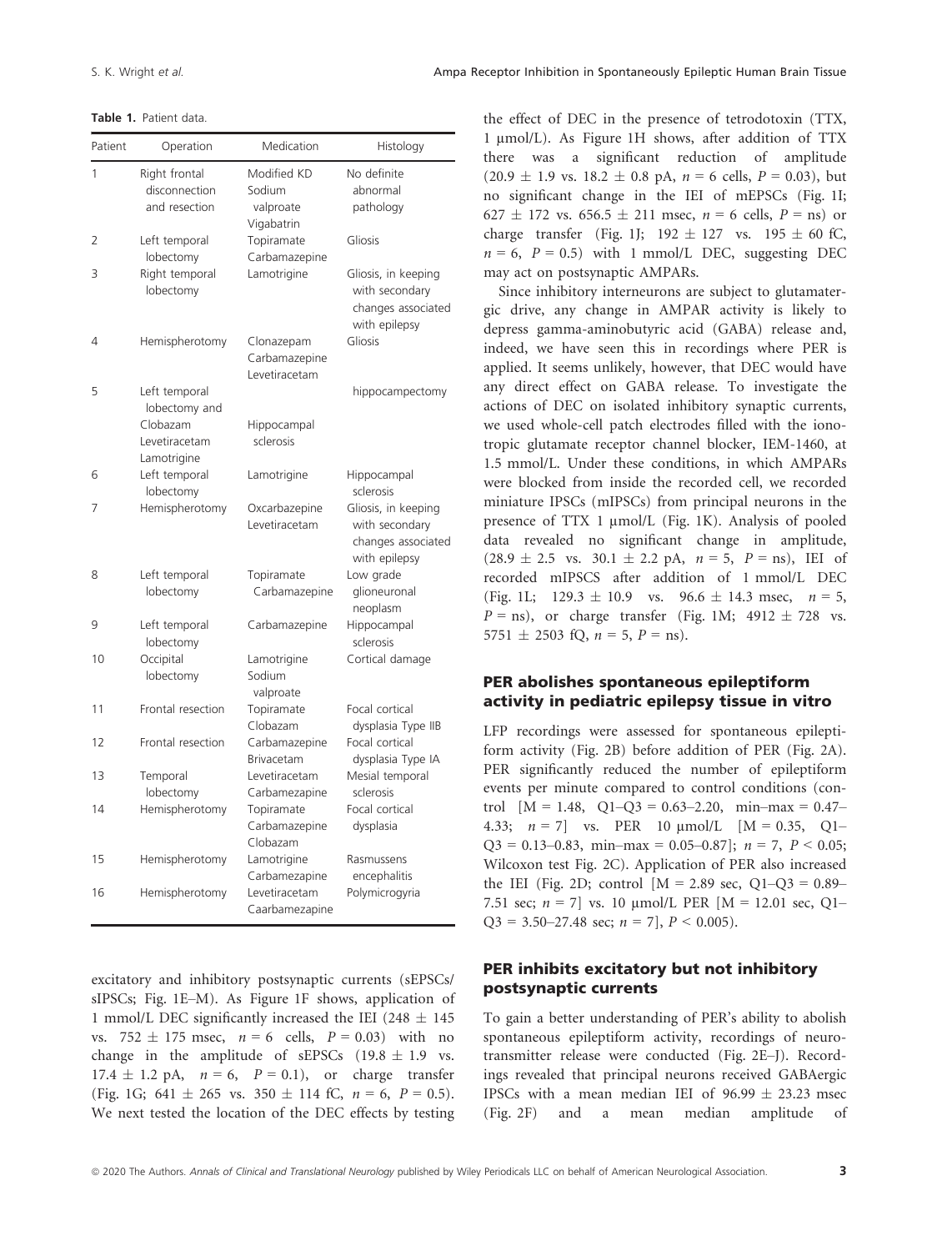**Table 1.** Patient data.

| Patient | Operation | Medication | Histology |
|---|---|---|---|
| 1 | Right frontal disconnection and resection | Modified KD Sodium valproate Vigabatrin | No definite abnormal pathology |
| 2 | Left temporal lobectomy | Topiramate Carbamazepine | Gliosis |
| 3 | Right temporal lobectomy | Lamotrigine | Gliosis, in keeping with secondary changes associated with epilepsy |
| 4 | Hemispherotomy | Clonazepam Carbamazepine Levetiracetam | Gliosis |
| 5 | Left temporal lobectomy and Clobazam Levetiracetam Lamotrigine | Hippocampal sclerosis | hippocampectomy |
| 6 | Left temporal lobectomy | Lamotrigine | Hippocampal sclerosis |
| 7 | Hemispherotomy | Oxcarbazepine Levetiracetam | Gliosis, in keeping with secondary changes associated with epilepsy |
| 8 | Left temporal lobectomy | Topiramate Carbamazepine | Low grade glioneuronal neoplasm |
| 9 | Left temporal lobectomy | Carbamazepine | Hippocampal sclerosis |
| 10 | Occipital lobectomy | Lamotrigine Sodium valproate | Cortical damage |
| 11 | Frontal resection | Topiramate Clobazam | Focal cortical dysplasia Type IIB |
| 12 | Frontal resection | Carbamazepine Brivacetam | Focal cortical dysplasia Type IA |
| 13 | Temporal lobectomy | Levetiracetam Carbamezapine | Mesial temporal sclerosis |
| 14 | Hemispherotomy | Topiramate Carbamazepine Clobazam | Focal cortical dysplasia |
| 15 | Hemispherotomy | Lamotrigine Carbamezapine | Rasmussens encephalitis |
| 16 | Hemispherotomy | Levetiracetam Caarbamezapine | Polymicrogryia |

excitatory and inhibitory postsynaptic currents (sEPSCs/sIPSCs; Fig. 1E–M). As Figure 1F shows, application of 1 mmol/L DEC significantly increased the IEI (248 ± 145 vs. 752 ± 175 msec, $n = 6$ cells, $P = 0.03$) with no change in the amplitude of sEPSCs (19.8 ± 1.9 vs. 17.4 ± 1.2 pA, $n = 6$, $P = 0.1$), or charge transfer (Fig. 1G; 641 ± 265 vs. 350 ± 114 fC, $n = 6$, $P = 0.5$). We next tested the location of the DEC effects by testing the effect of DEC in the presence of tetrodotoxin (TTX, 1 μmol/L). As Figure 1H shows, after addition of TTX there was a significant reduction of amplitude (20.9 ± 1.9 vs. 18.2 ± 0.8 pA, $n = 6$ cells, $P = 0.03$), but no significant change in the IEI of mEPSCs (Fig. 1I; 627 ± 172 vs. 656.5 ± 211 msec, $n = 6$ cells, $P$ = ns) or charge transfer (Fig. 1J; 192 ± 127 vs. 195 ± 60 fC, $n = 6$, $P = 0.5$) with 1 mmol/L DEC, suggesting DEC may act on postsynaptic AMPARs.

Since inhibitory interneurons are subject to glutamatergic drive, any change in AMPAR activity is likely to depress gamma-aminobutyric acid (GABA) release and, indeed, we have seen this in recordings where PER is applied. It seems unlikely, however, that DEC would have any direct effect on GABA release. To investigate the actions of DEC on isolated inhibitory synaptic currents, we used whole-cell patch electrodes filled with the ionotropic glutamate receptor channel blocker, IEM-1460, at 1.5 mmol/L. Under these conditions, in which AMPARs were blocked from inside the recorded cell, we recorded miniature IPSCs (mIPSCs) from principal neurons in the presence of TTX 1 μmol/L (Fig. 1K). Analysis of pooled data revealed no significant change in amplitude, (28.9 ± 2.5 vs. 30.1 ± 2.2 pA, $n = 5$, $P$ = ns), IEI of recorded mIPSCS after addition of 1 mmol/L DEC (Fig. 1L; 129.3 ± 10.9 vs. 96.6 ± 14.3 msec, $n = 5$, $P$ = ns), or charge transfer (Fig. 1M; 4912 ± 728 vs. 5751 ± 2503 fQ, $n = 5$, $P$ = ns).

## PER abolishes spontaneous epileptiform activity in pediatric epilepsy tissue in vitro

LFP recordings were assessed for spontaneous epileptiform activity (Fig. 2B) before addition of PER (Fig. 2A). PER significantly reduced the number of epileptiform events per minute compared to control conditions (control [M = 1.48, Q1–Q3 = 0.63–2.20, min–max = 0.47–4.33; $n = 7$] vs. PER 10 μmol/L [M = 0.35, Q1–Q3 = 0.13–0.83, min–max = 0.05–0.87]; $n = 7$, $P < 0.05$; Wilcoxon test Fig. 2C). Application of PER also increased the IEI (Fig. 2D; control [M = 2.89 sec, Q1–Q3 = 0.89–7.51 sec; $n = 7$] vs. 10 μmol/L PER [M = 12.01 sec, Q1–Q3 = 3.50–27.48 sec; $n = 7$], $P < 0.005$).

## PER inhibits excitatory but not inhibitory postsynaptic currents

To gain a better understanding of PER's ability to abolish spontaneous epileptiform activity, recordings of neurotransmitter release were conducted (Fig. 2E–J). Recordings revealed that principal neurons received GABAergic IPSCs with a mean median IEI of 96.99 ± 23.23 msec (Fig. 2F) and a mean median amplitude of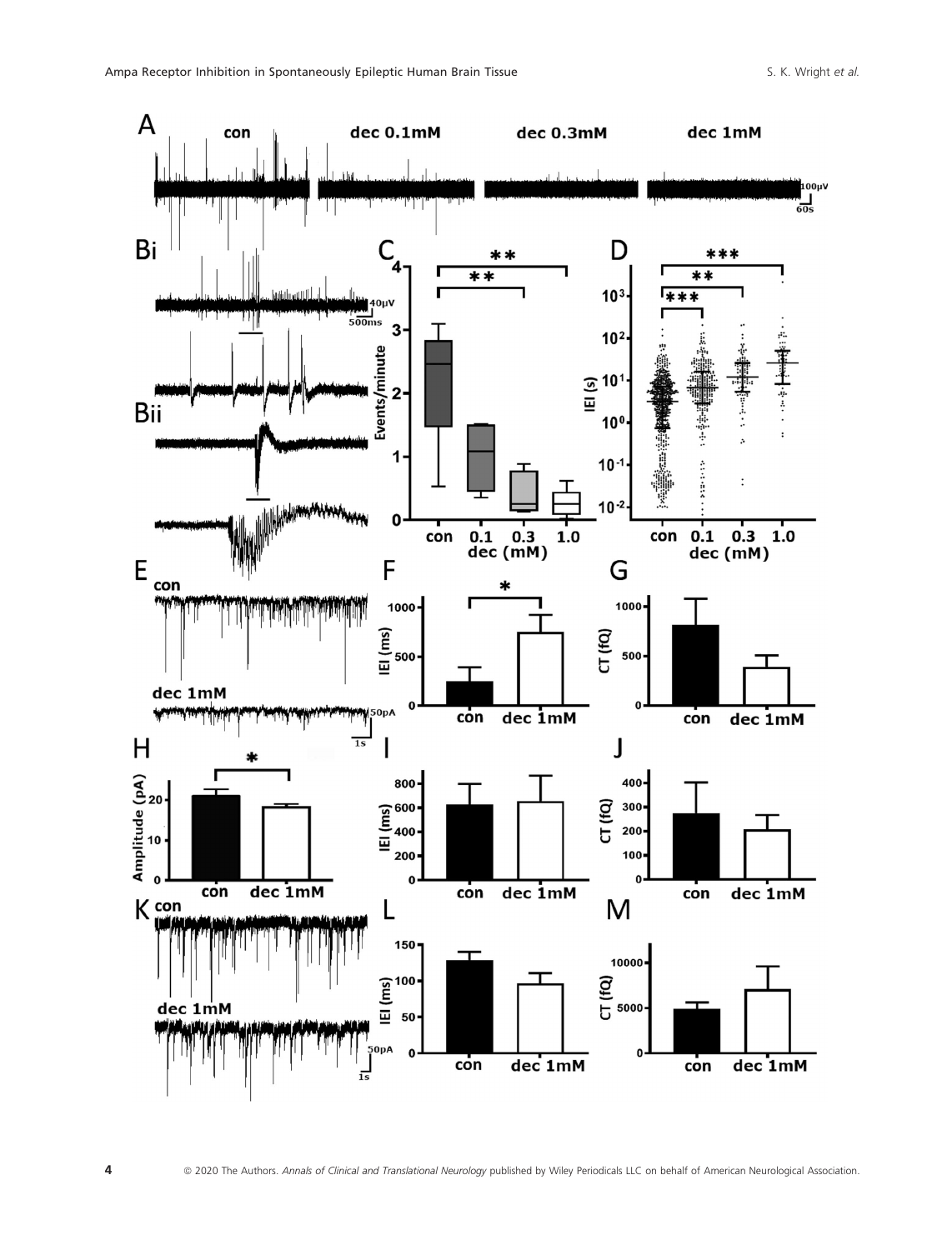A

con dec 0.1mM dec 0.3mM dec 1mM

100μV
60s

Bi

40μV
500ms

Bii

C

Events/minute

4
3
2
1
0

con 0.1 0.3 1.0
dec (mM)

** **

D

IEI (s)

$10^3$
$10^2$
$10^1$
$10^0$
$10^{-1}$
$10^{-2}$

con 0.1 0.3 1.0
dec (mM)

*** ** ***

E

con

dec 1mM

50pA
1s

F

IEI (ms)

1000
500
0

con dec 1mM

*

G

CT (fQ)

1000
500
0

con dec 1mM

H

Amplitude (pA)

20
10
0

con dec 1mM

*

I

IEI (ms)

800
600
400
200
0

con dec 1mM

J

CT (fQ)

400
300
200
100
0

con dec 1mM

K

con

dec 1mM

50pA
1s

L

IEI (ms)

150
100
50
0

con dec 1mM

M

CT (fQ)

10000
5000
0

con dec 1mM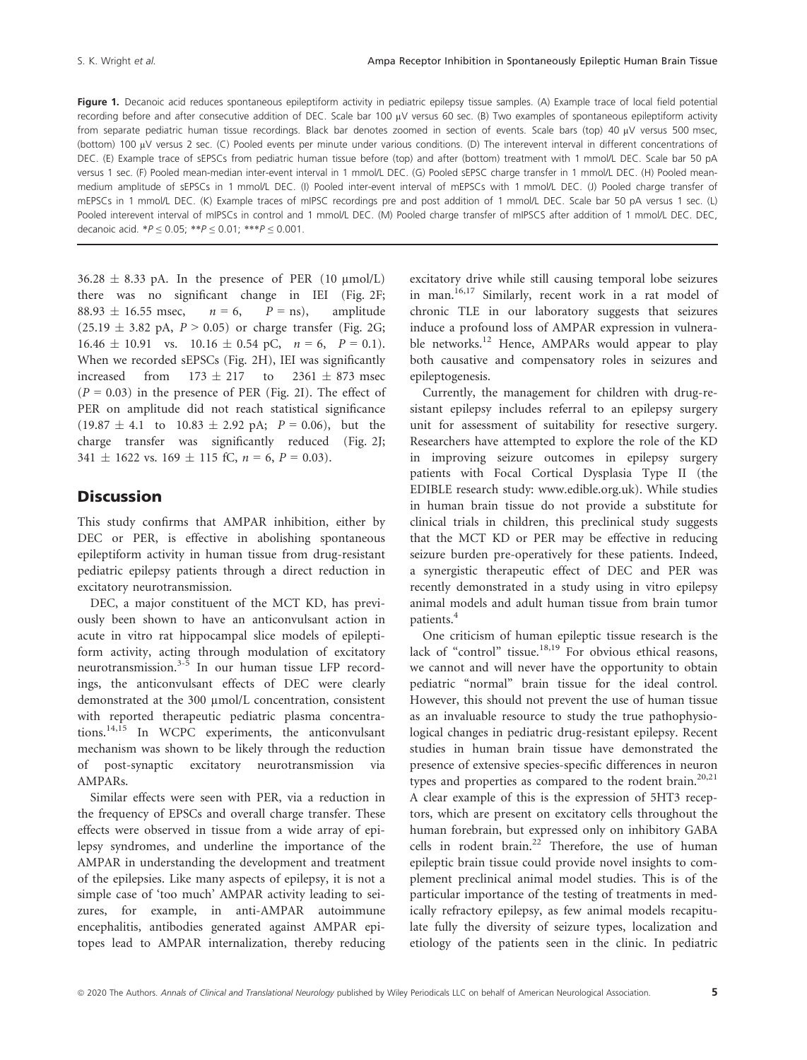**Figure 1.** Decanoic acid reduces spontaneous epileptiform activity in pediatric epilepsy tissue samples. (A) Example trace of local field potential recording before and after consecutive addition of DEC. Scale bar 100 μV versus 60 sec. (B) Two examples of spontaneous epileptiform activity from separate pediatric human tissue recordings. Black bar denotes zoomed in section of events. Scale bars (top) 40 μV versus 500 msec, (bottom) 100 μV versus 2 sec. (C) Pooled events per minute under various conditions. (D) The interevent interval in different concentrations of DEC. (E) Example trace of sEPSCs from pediatric human tissue before (top) and after (bottom) treatment with 1 mmol/L DEC. Scale bar 50 pA versus 1 sec. (F) Pooled mean-median inter-event interval in 1 mmol/L DEC. (G) Pooled sEPSC charge transfer in 1 mmol/L DEC. (H) Pooled mean-medium amplitude of sEPSCs in 1 mmol/L DEC. (I) Pooled inter-event interval of mEPSCs with 1 mmol/L DEC. (J) Pooled charge transfer of mEPSCs in 1 mmol/L DEC. (K) Example traces of mIPSC recordings pre and post addition of 1 mmol/L DEC. Scale bar 50 pA versus 1 sec. (L) Pooled interevent interval of mIPSCs in control and 1 mmol/L DEC. (M) Pooled charge transfer of mIPSCS after addition of 1 mmol/L DEC. DEC, decanoic acid. $^{*}P \le 0.05$; $^{**}P \le 0.01$; $^{***}P \le 0.001$.

$36.28 \pm 8.33$ pA. In the presence of PER (10 μmol/L) there was no significant change in IEI (Fig. 2F; $88.93 \pm 16.55$ msec, $n = 6$, $P$ = ns), amplitude ($25.19 \pm 3.82$ pA, $P > 0.05$) or charge transfer (Fig. 2G; $16.46 \pm 10.91$ vs. $10.16 \pm 0.54$ pC, $n = 6$, $P = 0.1$). When we recorded sEPSCs (Fig. 2H), IEI was significantly increased from $173 \pm 217$ to $2361 \pm 873$ msec ($P = 0.03$) in the presence of PER (Fig. 2I). The effect of PER on amplitude did not reach statistical significance ($19.87 \pm 4.1$ to $10.83 \pm 2.92$ pA; $P = 0.06$), but the charge transfer was significantly reduced (Fig. 2J; $341 \pm 1622$ vs. $169 \pm 115$ fC, $n = 6$, $P = 0.03$).

## Discussion

This study confirms that AMPAR inhibition, either by DEC or PER, is effective in abolishing spontaneous epileptiform activity in human tissue from drug-resistant pediatric epilepsy patients through a direct reduction in excitatory neurotransmission.

DEC, a major constituent of the MCT KD, has previously been shown to have an anticonvulsant action in acute in vitro rat hippocampal slice models of epileptiform activity, acting through modulation of excitatory neurotransmission.[3-5] In our human tissue LFP recordings, the anticonvulsant effects of DEC were clearly demonstrated at the 300 μmol/L concentration, consistent with reported therapeutic pediatric plasma concentrations.[14,15] In WCPC experiments, the anticonvulsant mechanism was shown to be likely through the reduction of post-synaptic excitatory neurotransmission via AMPARs.

Similar effects were seen with PER, via a reduction in the frequency of EPSCs and overall charge transfer. These effects were observed in tissue from a wide array of epilepsy syndromes, and underline the importance of the AMPAR in understanding the development and treatment of the epilepsies. Like many aspects of epilepsy, it is not a simple case of 'too much' AMPAR activity leading to seizures, for example, in anti-AMPAR autoimmune encephalitis, antibodies generated against AMPAR epitopes lead to AMPAR internalization, thereby reducing excitatory drive while still causing temporal lobe seizures in man.[16,17] Similarly, recent work in a rat model of chronic TLE in our laboratory suggests that seizures induce a profound loss of AMPAR expression in vulnerable networks.[12] Hence, AMPARs would appear to play both causative and compensatory roles in seizures and epileptogenesis.

Currently, the management for children with drug-resistant epilepsy includes referral to an epilepsy surgery unit for assessment of suitability for resective surgery. Researchers have attempted to explore the role of the KD in improving seizure outcomes in epilepsy surgery patients with Focal Cortical Dysplasia Type II (the EDIBLE research study: www.edible.org.uk). While studies in human brain tissue do not provide a substitute for clinical trials in children, this preclinical study suggests that the MCT KD or PER may be effective in reducing seizure burden pre-operatively for these patients. Indeed, a synergistic therapeutic effect of DEC and PER was recently demonstrated in a study using in vitro epilepsy animal models and adult human tissue from brain tumor patients.[4]

One criticism of human epileptic tissue research is the lack of "control" tissue.[18,19] For obvious ethical reasons, we cannot and will never have the opportunity to obtain pediatric "normal" brain tissue for the ideal control. However, this should not prevent the use of human tissue as an invaluable resource to study the true pathophysiological changes in pediatric drug-resistant epilepsy. Recent studies in human brain tissue have demonstrated the presence of extensive species-specific differences in neuron types and properties as compared to the rodent brain.[20,21] A clear example of this is the expression of 5HT3 receptors, which are present on excitatory cells throughout the human forebrain, but expressed only on inhibitory GABA cells in rodent brain.[22] Therefore, the use of human epileptic brain tissue could provide novel insights to complement preclinical animal model studies. This is of the particular importance of the testing of treatments in medically refractory epilepsy, as few animal models recapitulate fully the diversity of seizure types, localization and etiology of the patients seen in the clinic. In pediatric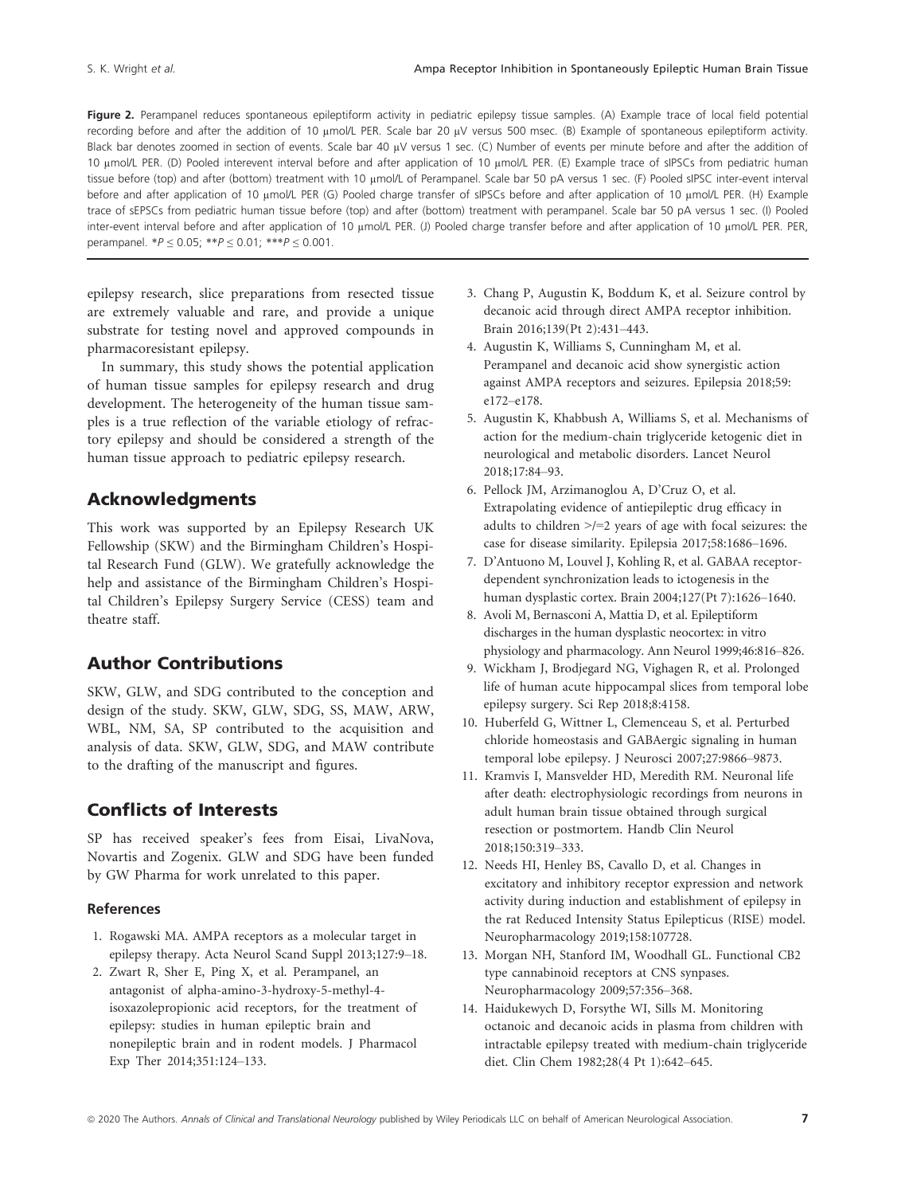**Figure 2.** Perampanel reduces spontaneous epileptiform activity in pediatric epilepsy tissue samples. (A) Example trace of local field potential recording before and after the addition of 10 μmol/L PER. Scale bar 20 μV versus 500 msec. (B) Example of spontaneous epileptiform activity. Black bar denotes zoomed in section of events. Scale bar 40 μV versus 1 sec. (C) Number of events per minute before and after the addition of 10 μmol/L PER. (D) Pooled interevent interval before and after application of 10 μmol/L PER. (E) Example trace of sIPSCs from pediatric human tissue before (top) and after (bottom) treatment with 10 μmol/L of Perampanel. Scale bar 50 pA versus 1 sec. (F) Pooled sIPSC inter-event interval before and after application of 10 μmol/L PER (G) Pooled charge transfer of sIPSCs before and after application of 10 μmol/L PER. (H) Example trace of sEPSCs from pediatric human tissue before (top) and after (bottom) treatment with perampanel. Scale bar 50 pA versus 1 sec. (I) Pooled inter-event interval before and after application of 10 μmol/L PER. (J) Pooled charge transfer before and after application of 10 μmol/L PER. PER, perampanel. *$P \leq 0.05$; **$P \leq 0.01$; ***$P \leq 0.001$.

epilepsy research, slice preparations from resected tissue are extremely valuable and rare, and provide a unique substrate for testing novel and approved compounds in pharmacoresistant epilepsy.

In summary, this study shows the potential application of human tissue samples for epilepsy research and drug development. The heterogeneity of the human tissue samples is a true reflection of the variable etiology of refractory epilepsy and should be considered a strength of the human tissue approach to pediatric epilepsy research.

## Acknowledgments

This work was supported by an Epilepsy Research UK Fellowship (SKW) and the Birmingham Children's Hospital Research Fund (GLW). We gratefully acknowledge the help and assistance of the Birmingham Children's Hospital Children's Epilepsy Surgery Service (CESS) team and theatre staff.

## Author Contributions

SKW, GLW, and SDG contributed to the conception and design of the study. SKW, GLW, SDG, SS, MAW, ARW, WBL, NM, SA, SP contributed to the acquisition and analysis of data. SKW, GLW, SDG, and MAW contribute to the drafting of the manuscript and figures.

## Conflicts of Interests

SP has received speaker's fees from Eisai, LivaNova, Novartis and Zogenix. GLW and SDG have been funded by GW Pharma for work unrelated to this paper.

### References

1. Rogawski MA. AMPA receptors as a molecular target in epilepsy therapy. Acta Neurol Scand Suppl 2013;127:9–18.
2. Zwart R, Sher E, Ping X, et al. Perampanel, an antagonist of alpha-amino-3-hydroxy-5-methyl-4-isoxazolepropionic acid receptors, for the treatment of epilepsy: studies in human epileptic brain and nonepileptic brain and in rodent models. J Pharmacol Exp Ther 2014;351:124–133.
3. Chang P, Augustin K, Boddum K, et al. Seizure control by decanoic acid through direct AMPA receptor inhibition. Brain 2016;139(Pt 2):431–443.
4. Augustin K, Williams S, Cunningham M, et al. Perampanel and decanoic acid show synergistic action against AMPA receptors and seizures. Epilepsia 2018;59: e172–e178.
5. Augustin K, Khabbush A, Williams S, et al. Mechanisms of action for the medium-chain triglyceride ketogenic diet in neurological and metabolic disorders. Lancet Neurol 2018;17:84–93.
6. Pellock JM, Arzimanoglou A, D'Cruz O, et al. Extrapolating evidence of antiepileptic drug efficacy in adults to children >/=2 years of age with focal seizures: the case for disease similarity. Epilepsia 2017;58:1686–1696.
7. D'Antuono M, Louvel J, Kohling R, et al. GABAA receptor-dependent synchronization leads to ictogenesis in the human dysplastic cortex. Brain 2004;127(Pt 7):1626–1640.
8. Avoli M, Bernasconi A, Mattia D, et al. Epileptiform discharges in the human dysplastic neocortex: in vitro physiology and pharmacology. Ann Neurol 1999;46:816–826.
9. Wickham J, Brodjegard NG, Vighagen R, et al. Prolonged life of human acute hippocampal slices from temporal lobe epilepsy surgery. Sci Rep 2018;8:4158.
10. Huberfeld G, Wittner L, Clemenceau S, et al. Perturbed chloride homeostasis and GABAergic signaling in human temporal lobe epilepsy. J Neurosci 2007;27:9866–9873.
11. Kramvis I, Mansvelder HD, Meredith RM. Neuronal life after death: electrophysiologic recordings from neurons in adult human brain tissue obtained through surgical resection or postmortem. Handb Clin Neurol 2018;150:319–333.
12. Needs HI, Henley BS, Cavallo D, et al. Changes in excitatory and inhibitory receptor expression and network activity during induction and establishment of epilepsy in the rat Reduced Intensity Status Epilepticus (RISE) model. Neuropharmacology 2019;158:107728.
13. Morgan NH, Stanford IM, Woodhall GL. Functional CB2 type cannabinoid receptors at CNS synpases. Neuropharmacology 2009;57:356–368.
14. Haidukewych D, Forsythe WI, Sills M. Monitoring octanoic and decanoic acids in plasma from children with intractable epilepsy treated with medium-chain triglyceride diet. Clin Chem 1982;28(4 Pt 1):642–645.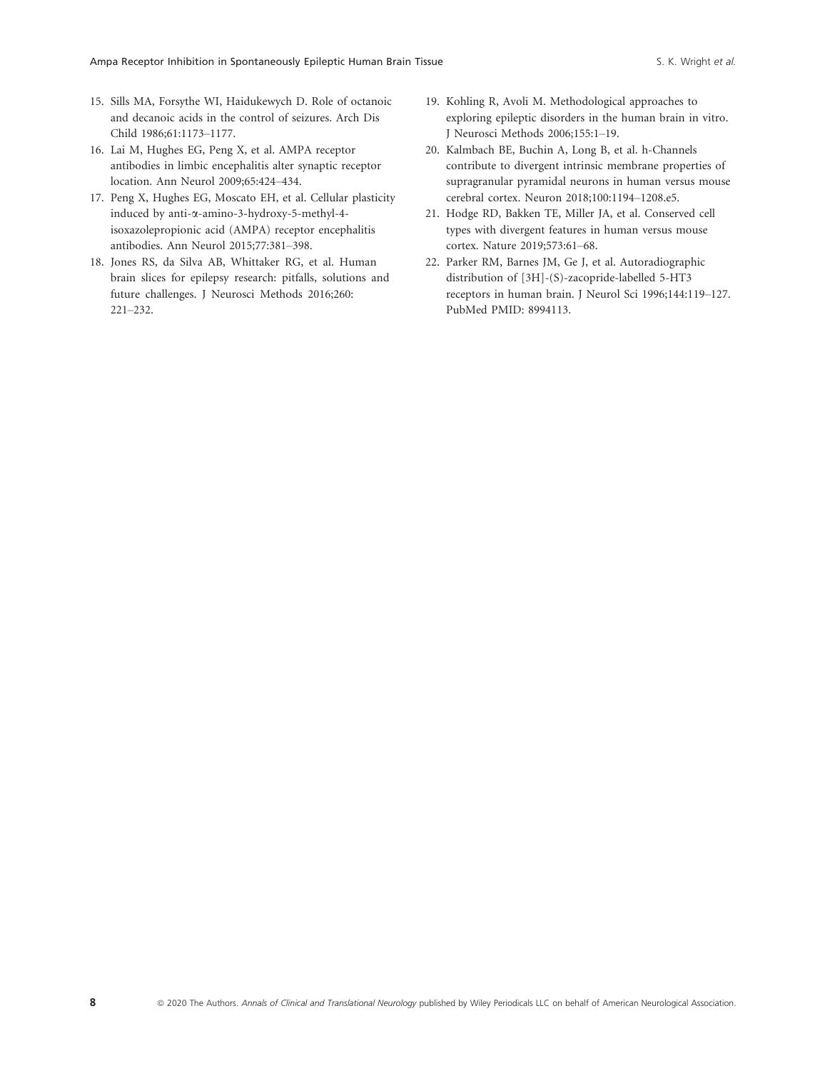15. Sills MA, Forsythe WI, Haidukewych D. Role of octanoic and decanoic acids in the control of seizures. Arch Dis Child 1986;61:1173–1177.
16. Lai M, Hughes EG, Peng X, et al. AMPA receptor antibodies in limbic encephalitis alter synaptic receptor location. Ann Neurol 2009;65:424–434.
17. Peng X, Hughes EG, Moscato EH, et al. Cellular plasticity induced by anti-α-amino-3-hydroxy-5-methyl-4-isoxazolepropionic acid (AMPA) receptor encephalitis antibodies. Ann Neurol 2015;77:381–398.
18. Jones RS, da Silva AB, Whittaker RG, et al. Human brain slices for epilepsy research: pitfalls, solutions and future challenges. J Neurosci Methods 2016;260: 221–232.
19. Kohling R, Avoli M. Methodological approaches to exploring epileptic disorders in the human brain in vitro. J Neurosci Methods 2006;155:1–19.
20. Kalmbach BE, Buchin A, Long B, et al. h-Channels contribute to divergent intrinsic membrane properties of supragranular pyramidal neurons in human versus mouse cerebral cortex. Neuron 2018;100:1194–1208.e5.
21. Hodge RD, Bakken TE, Miller JA, et al. Conserved cell types with divergent features in human versus mouse cortex. Nature 2019;573:61–68.
22. Parker RM, Barnes JM, Ge J, et al. Autoradiographic distribution of [3H]-(S)-zacopride-labelled 5-HT3 receptors in human brain. J Neurol Sci 1996;144:119–127. PubMed PMID: 8994113.